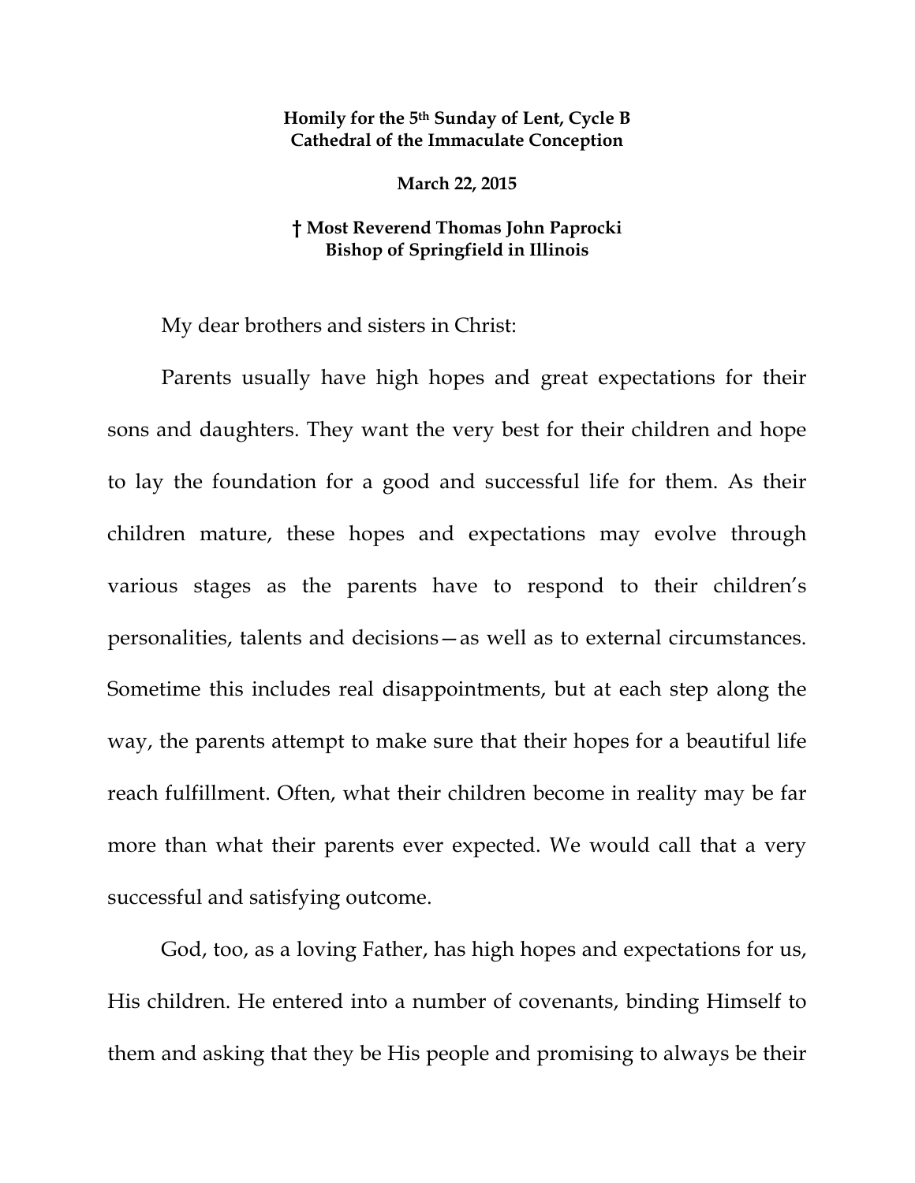**Homily for the 5th Sunday of Lent, Cycle B**
**Cathedral of the Immaculate Conception**

**March 22, 2015**

**† Most Reverend Thomas John Paprocki**
**Bishop of Springfield in Illinois**

My dear brothers and sisters in Christ:

Parents usually have high hopes and great expectations for their sons and daughters. They want the very best for their children and hope to lay the foundation for a good and successful life for them. As their children mature, these hopes and expectations may evolve through various stages as the parents have to respond to their children's personalities, talents and decisions—as well as to external circumstances. Sometime this includes real disappointments, but at each step along the way, the parents attempt to make sure that their hopes for a beautiful life reach fulfillment. Often, what their children become in reality may be far more than what their parents ever expected. We would call that a very successful and satisfying outcome.

God, too, as a loving Father, has high hopes and expectations for us, His children. He entered into a number of covenants, binding Himself to them and asking that they be His people and promising to always be their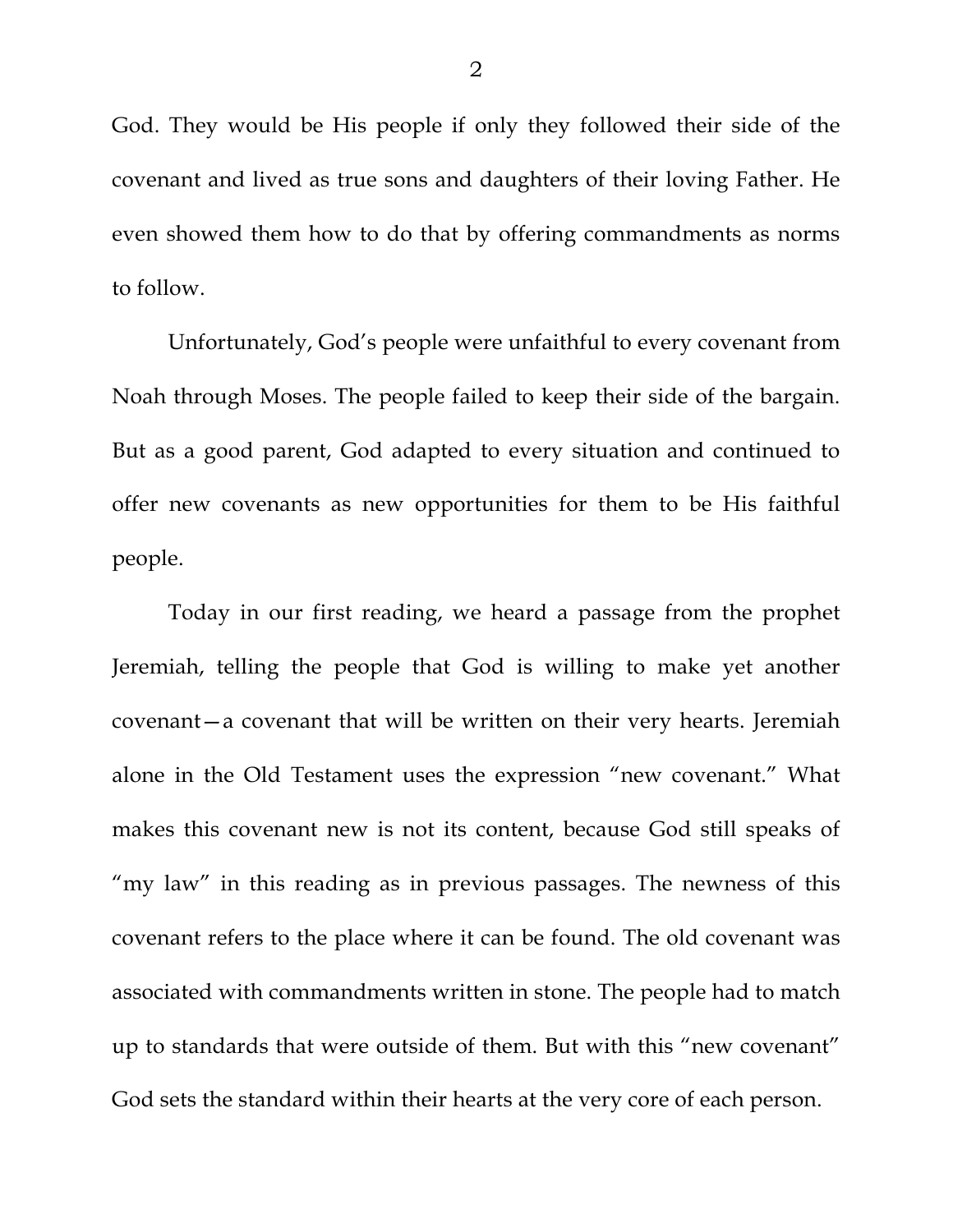God. They would be His people if only they followed their side of the covenant and lived as true sons and daughters of their loving Father. He even showed them how to do that by offering commandments as norms to follow.

Unfortunately, God's people were unfaithful to every covenant from Noah through Moses. The people failed to keep their side of the bargain. But as a good parent, God adapted to every situation and continued to offer new covenants as new opportunities for them to be His faithful people.

Today in our first reading, we heard a passage from the prophet Jeremiah, telling the people that God is willing to make yet another covenant—a covenant that will be written on their very hearts. Jeremiah alone in the Old Testament uses the expression "new covenant." What makes this covenant new is not its content, because God still speaks of "my law" in this reading as in previous passages. The newness of this covenant refers to the place where it can be found. The old covenant was associated with commandments written in stone. The people had to match up to standards that were outside of them. But with this "new covenant" God sets the standard within their hearts at the very core of each person.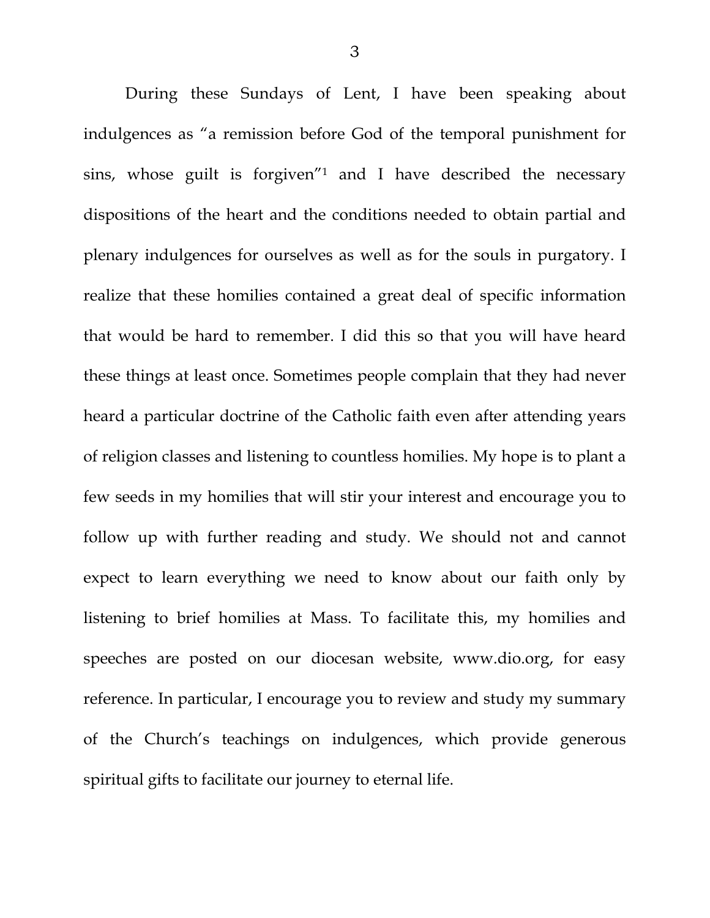During these Sundays of Lent, I have been speaking about indulgences as "a remission before God of the temporal punishment for sins, whose guilt is forgiven"[1] and I have described the necessary dispositions of the heart and the conditions needed to obtain partial and plenary indulgences for ourselves as well as for the souls in purgatory. I realize that these homilies contained a great deal of specific information that would be hard to remember. I did this so that you will have heard these things at least once. Sometimes people complain that they had never heard a particular doctrine of the Catholic faith even after attending years of religion classes and listening to countless homilies. My hope is to plant a few seeds in my homilies that will stir your interest and encourage you to follow up with further reading and study. We should not and cannot expect to learn everything we need to know about our faith only by listening to brief homilies at Mass. To facilitate this, my homilies and speeches are posted on our diocesan website, www.dio.org, for easy reference. In particular, I encourage you to review and study my summary of the Church's teachings on indulgences, which provide generous spiritual gifts to facilitate our journey to eternal life.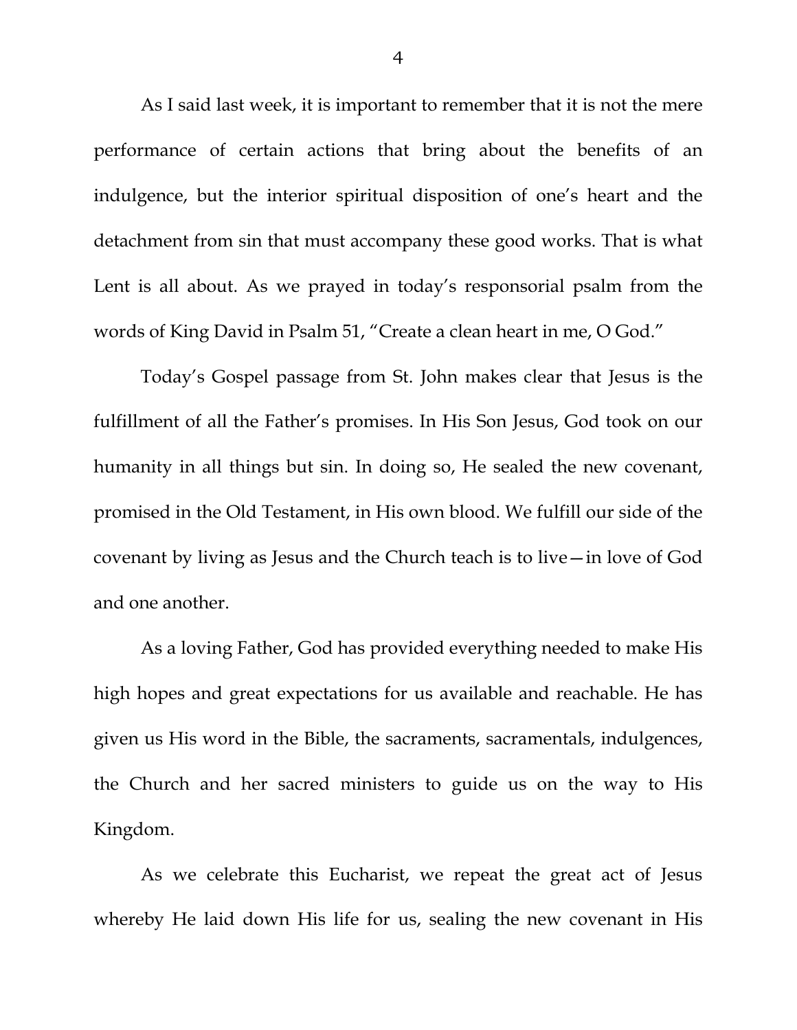As I said last week, it is important to remember that it is not the mere performance of certain actions that bring about the benefits of an indulgence, but the interior spiritual disposition of one's heart and the detachment from sin that must accompany these good works. That is what Lent is all about. As we prayed in today's responsorial psalm from the words of King David in Psalm 51, "Create a clean heart in me, O God."

Today's Gospel passage from St. John makes clear that Jesus is the fulfillment of all the Father's promises. In His Son Jesus, God took on our humanity in all things but sin. In doing so, He sealed the new covenant, promised in the Old Testament, in His own blood. We fulfill our side of the covenant by living as Jesus and the Church teach is to live—in love of God and one another.

As a loving Father, God has provided everything needed to make His high hopes and great expectations for us available and reachable. He has given us His word in the Bible, the sacraments, sacramentals, indulgences, the Church and her sacred ministers to guide us on the way to His Kingdom.

As we celebrate this Eucharist, we repeat the great act of Jesus whereby He laid down His life for us, sealing the new covenant in His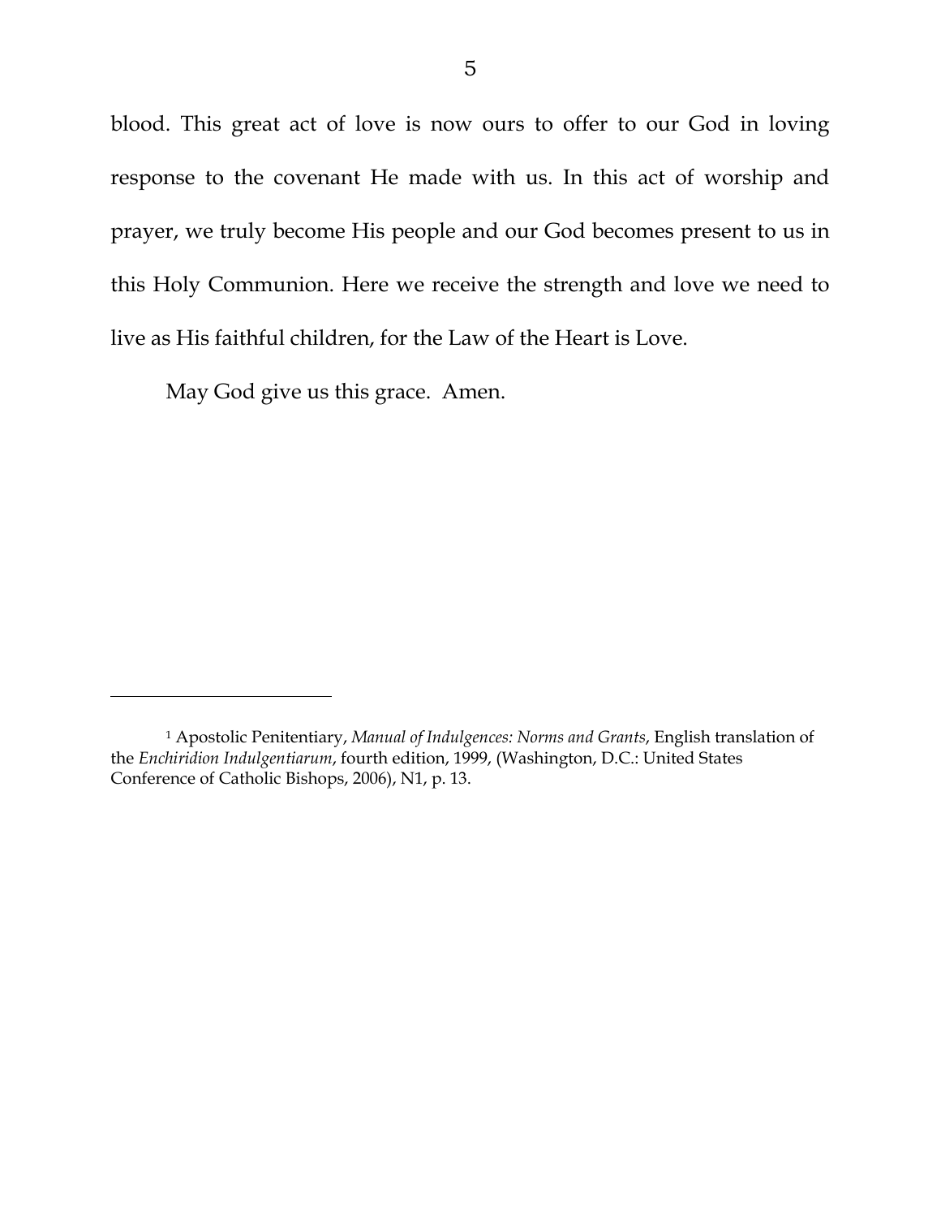blood. This great act of love is now ours to offer to our God in loving response to the covenant He made with us. In this act of worship and prayer, we truly become His people and our God becomes present to us in this Holy Communion. Here we receive the strength and love we need to live as His faithful children, for the Law of the Heart is Love.

May God give us this grace. Amen.

---

[1] Apostolic Penitentiary, *Manual of Indulgences: Norms and Grants*, English translation of the *Enchiridion Indulgentiarum*, fourth edition, 1999, (Washington, D.C.: United States Conference of Catholic Bishops, 2006), N1, p. 13.